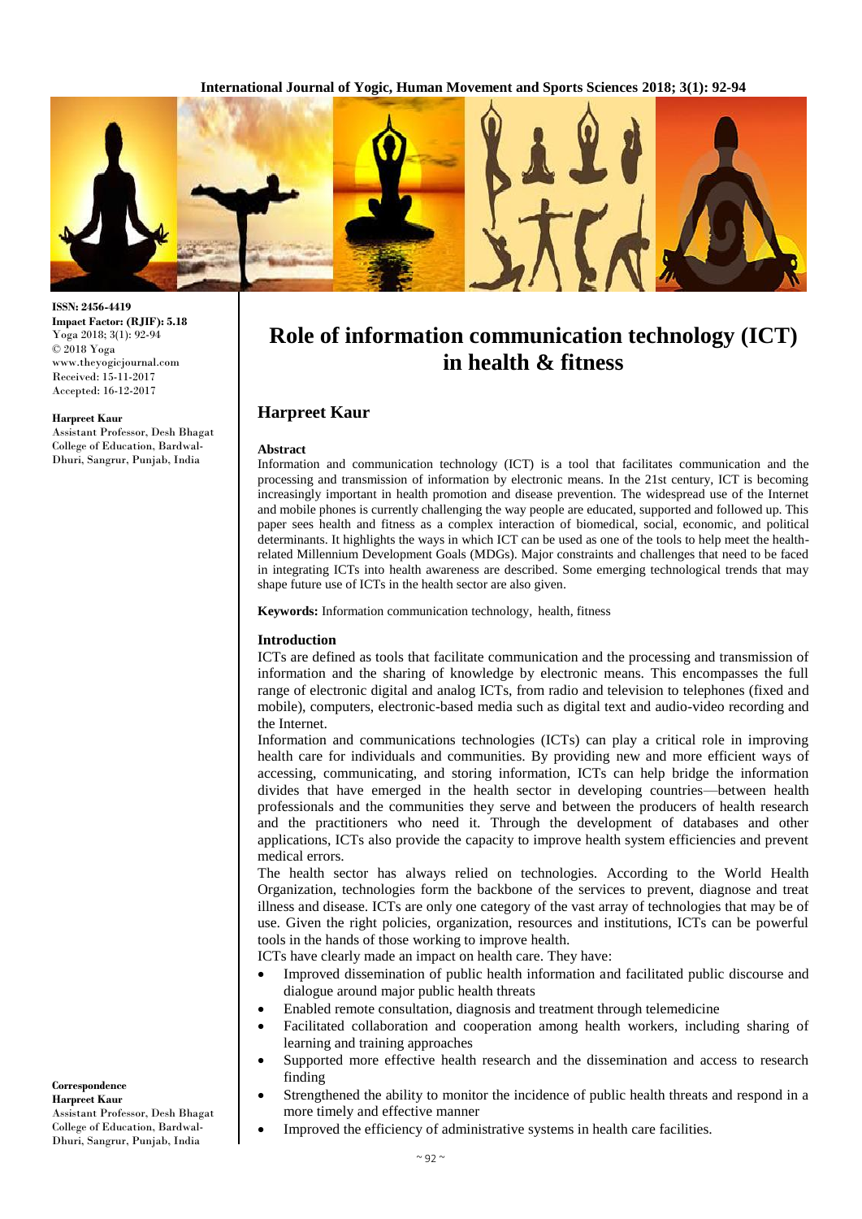ISSN: 2456-4419
Impact Factor: (RJIF): 5.18
Yoga 2018; 3(1): 92-94
© 2018 Yoga
www.theyogicjournal.com
Received: 15-11-2017
Accepted: 16-12-2017

**Harpreet Kaur**
Assistant Professor, Desh Bhagat College of Education, Bardwal-Dhuri, Sangrur, Punjab, India

**Correspondence**
**Harpreet Kaur**
Assistant Professor, Desh Bhagat College of Education, Bardwal-Dhuri, Sangrur, Punjab, India

# Role of information communication technology (ICT) in health & fitness

## Harpreet Kaur

### Abstract

Information and communication technology (ICT) is a tool that facilitates communication and the processing and transmission of information by electronic means. In the 21st century, ICT is becoming increasingly important in health promotion and disease prevention. The widespread use of the Internet and mobile phones is currently challenging the way people are educated, supported and followed up. This paper sees health and fitness as a complex interaction of biomedical, social, economic, and political determinants. It highlights the ways in which ICT can be used as one of the tools to help meet the health-related Millennium Development Goals (MDGs). Major constraints and challenges that need to be faced in integrating ICTs into health awareness are described. Some emerging technological trends that may shape future use of ICTs in the health sector are also given.

**Keywords:** Information communication technology, health, fitness

### Introduction

ICTs are defined as tools that facilitate communication and the processing and transmission of information and the sharing of knowledge by electronic means. This encompasses the full range of electronic digital and analog ICTs, from radio and television to telephones (fixed and mobile), computers, electronic-based media such as digital text and audio-video recording and the Internet.

Information and communications technologies (ICTs) can play a critical role in improving health care for individuals and communities. By providing new and more efficient ways of accessing, communicating, and storing information, ICTs can help bridge the information divides that have emerged in the health sector in developing countries—between health professionals and the communities they serve and between the producers of health research and the practitioners who need it. Through the development of databases and other applications, ICTs also provide the capacity to improve health system efficiencies and prevent medical errors.

The health sector has always relied on technologies. According to the World Health Organization, technologies form the backbone of the services to prevent, diagnose and treat illness and disease. ICTs are only one category of the vast array of technologies that may be of use. Given the right policies, organization, resources and institutions, ICTs can be powerful tools in the hands of those working to improve health.

ICTs have clearly made an impact on health care. They have:

- Improved dissemination of public health information and facilitated public discourse and dialogue around major public health threats
- Enabled remote consultation, diagnosis and treatment through telemedicine
- Facilitated collaboration and cooperation among health workers, including sharing of learning and training approaches
- Supported more effective health research and the dissemination and access to research finding
- Strengthened the ability to monitor the incidence of public health threats and respond in a more timely and effective manner
- Improved the efficiency of administrative systems in health care facilities.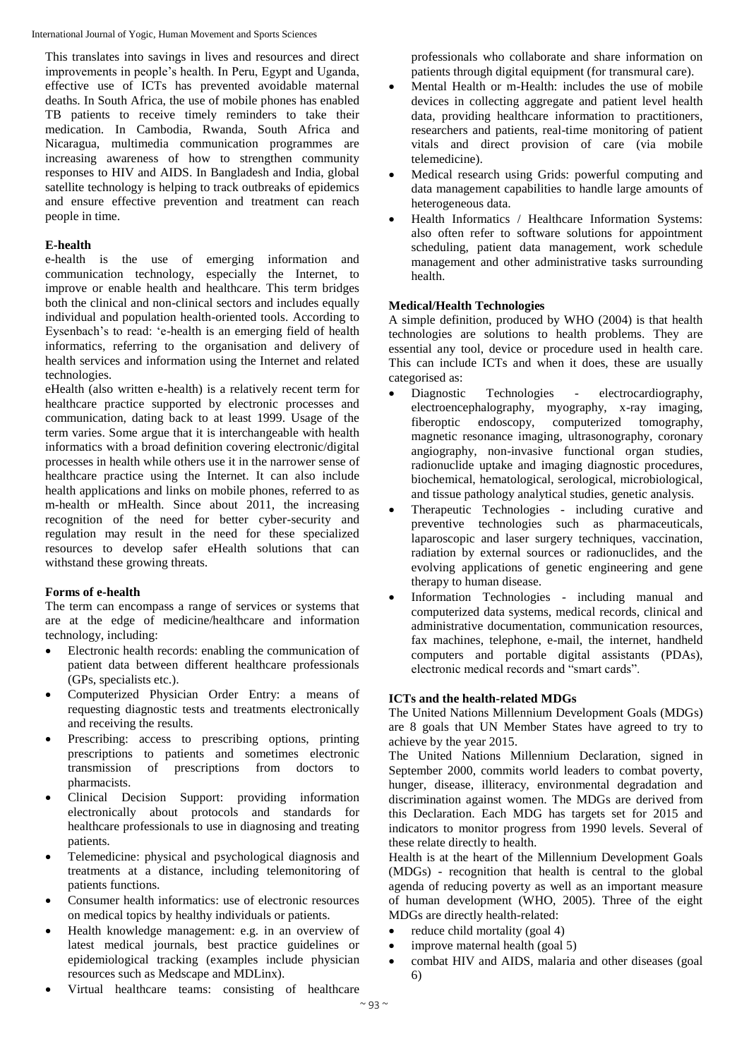This translates into savings in lives and resources and direct improvements in people's health. In Peru, Egypt and Uganda, effective use of ICTs has prevented avoidable maternal deaths. In South Africa, the use of mobile phones has enabled TB patients to receive timely reminders to take their medication. In Cambodia, Rwanda, South Africa and Nicaragua, multimedia communication programmes are increasing awareness of how to strengthen community responses to HIV and AIDS. In Bangladesh and India, global satellite technology is helping to track outbreaks of epidemics and ensure effective prevention and treatment can reach people in time.

**E-health**

e-health is the use of emerging information and communication technology, especially the Internet, to improve or enable health and healthcare. This term bridges both the clinical and non-clinical sectors and includes equally individual and population health-oriented tools. According to Eysenbach's to read: 'e-health is an emerging field of health informatics, referring to the organisation and delivery of health services and information using the Internet and related technologies.

eHealth (also written e-health) is a relatively recent term for healthcare practice supported by electronic processes and communication, dating back to at least 1999. Usage of the term varies. Some argue that it is interchangeable with health informatics with a broad definition covering electronic/digital processes in health while others use it in the narrower sense of healthcare practice using the Internet. It can also include health applications and links on mobile phones, referred to as m-health or mHealth. Since about 2011, the increasing recognition of the need for better cyber-security and regulation may result in the need for these specialized resources to develop safer eHealth solutions that can withstand these growing threats.

**Forms of e-health**

The term can encompass a range of services or systems that are at the edge of medicine/healthcare and information technology, including:

- Electronic health records: enabling the communication of patient data between different healthcare professionals (GPs, specialists etc.).
- Computerized Physician Order Entry: a means of requesting diagnostic tests and treatments electronically and receiving the results.
- Prescribing: access to prescribing options, printing prescriptions to patients and sometimes electronic transmission of prescriptions from doctors to pharmacists.
- Clinical Decision Support: providing information electronically about protocols and standards for healthcare professionals to use in diagnosing and treating patients.
- Telemedicine: physical and psychological diagnosis and treatments at a distance, including telemonitoring of patients functions.
- Consumer health informatics: use of electronic resources on medical topics by healthy individuals or patients.
- Health knowledge management: e.g. in an overview of latest medical journals, best practice guidelines or epidemiological tracking (examples include physician resources such as Medscape and MDLinx).
- Virtual healthcare teams: consisting of healthcare professionals who collaborate and share information on patients through digital equipment (for transmural care).
- Mental Health or m-Health: includes the use of mobile devices in collecting aggregate and patient level health data, providing healthcare information to practitioners, researchers and patients, real-time monitoring of patient vitals and direct provision of care (via mobile telemedicine).
- Medical research using Grids: powerful computing and data management capabilities to handle large amounts of heterogeneous data.
- Health Informatics / Healthcare Information Systems: also often refer to software solutions for appointment scheduling, patient data management, work schedule management and other administrative tasks surrounding health.

**Medical/Health Technologies**

A simple definition, produced by WHO (2004) is that health technologies are solutions to health problems. They are essential any tool, device or procedure used in health care. This can include ICTs and when it does, these are usually categorised as:

- Diagnostic Technologies - electrocardiography, electroencephalography, myography, x-ray imaging, fiberoptic endoscopy, computerized tomography, magnetic resonance imaging, ultrasonography, coronary angiography, non-invasive functional organ studies, radionuclide uptake and imaging diagnostic procedures, biochemical, hematological, serological, microbiological, and tissue pathology analytical studies, genetic analysis.
- Therapeutic Technologies - including curative and preventive technologies such as pharmaceuticals, laparoscopic and laser surgery techniques, vaccination, radiation by external sources or radionuclides, and the evolving applications of genetic engineering and gene therapy to human disease.
- Information Technologies - including manual and computerized data systems, medical records, clinical and administrative documentation, communication resources, fax machines, telephone, e-mail, the internet, handheld computers and portable digital assistants (PDAs), electronic medical records and "smart cards".

**ICTs and the health-related MDGs**

The United Nations Millennium Development Goals (MDGs) are 8 goals that UN Member States have agreed to try to achieve by the year 2015.

The United Nations Millennium Declaration, signed in September 2000, commits world leaders to combat poverty, hunger, disease, illiteracy, environmental degradation and discrimination against women. The MDGs are derived from this Declaration. Each MDG has targets set for 2015 and indicators to monitor progress from 1990 levels. Several of these relate directly to health.

Health is at the heart of the Millennium Development Goals (MDGs) - recognition that health is central to the global agenda of reducing poverty as well as an important measure of human development (WHO, 2005). Three of the eight MDGs are directly health-related:

- reduce child mortality (goal 4)
- improve maternal health (goal 5)
- combat HIV and AIDS, malaria and other diseases (goal 6)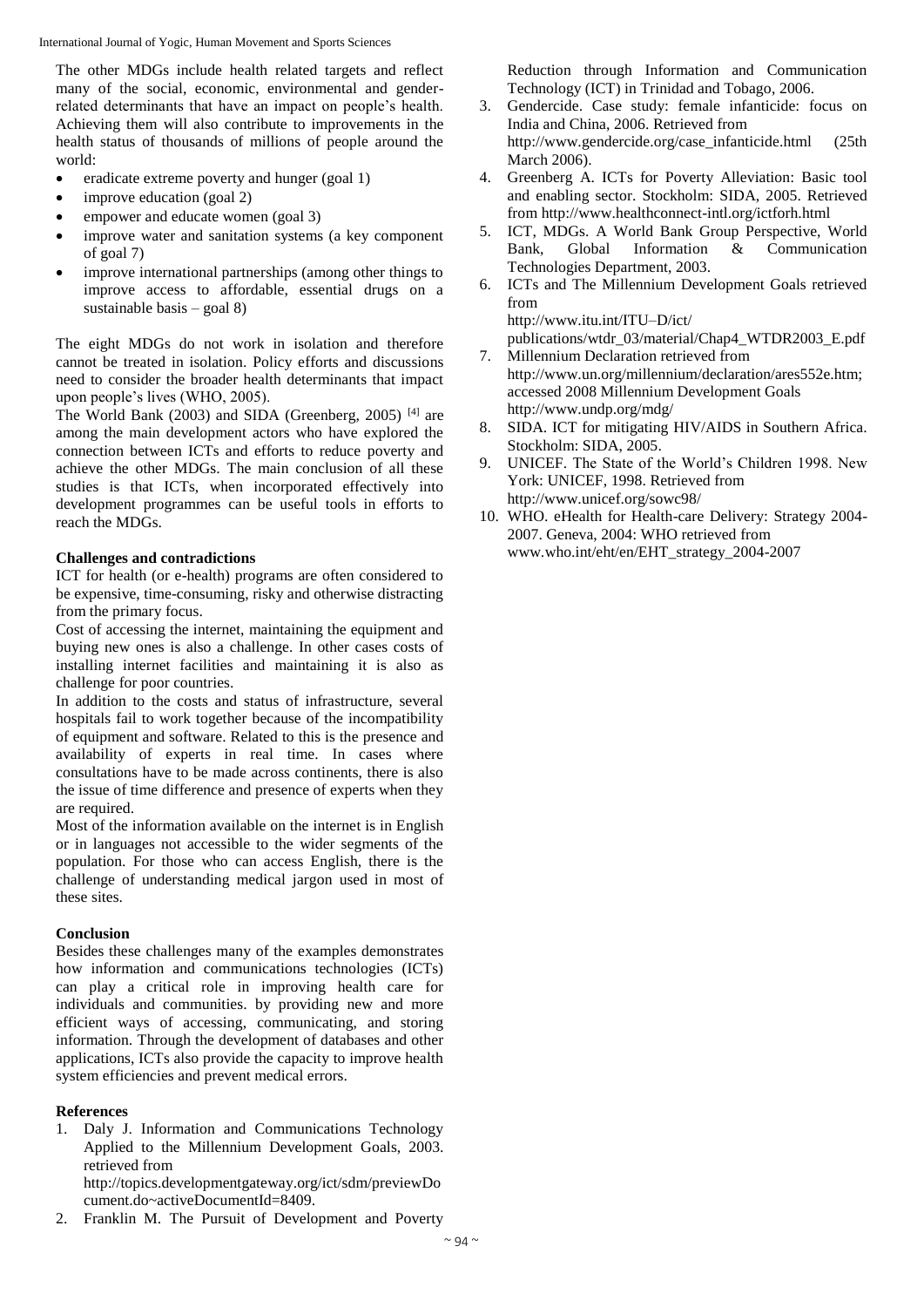The other MDGs include health related targets and reflect many of the social, economic, environmental and gender-related determinants that have an impact on people's health. Achieving them will also contribute to improvements in the health status of thousands of millions of people around the world:

- eradicate extreme poverty and hunger (goal 1)
- improve education (goal 2)
- empower and educate women (goal 3)
- improve water and sanitation systems (a key component of goal 7)
- improve international partnerships (among other things to improve access to affordable, essential drugs on a sustainable basis – goal 8)

The eight MDGs do not work in isolation and therefore cannot be treated in isolation. Policy efforts and discussions need to consider the broader health determinants that impact upon people's lives (WHO, 2005).

The World Bank (2003) and SIDA (Greenberg, 2005) [4] are among the main development actors who have explored the connection between ICTs and efforts to reduce poverty and achieve the other MDGs. The main conclusion of all these studies is that ICTs, when incorporated effectively into development programmes can be useful tools in efforts to reach the MDGs.

**Challenges and contradictions**

ICT for health (or e-health) programs are often considered to be expensive, time-consuming, risky and otherwise distracting from the primary focus.

Cost of accessing the internet, maintaining the equipment and buying new ones is also a challenge. In other cases costs of installing internet facilities and maintaining it is also as challenge for poor countries.

In addition to the costs and status of infrastructure, several hospitals fail to work together because of the incompatibility of equipment and software. Related to this is the presence and availability of experts in real time. In cases where consultations have to be made across continents, there is also the issue of time difference and presence of experts when they are required.

Most of the information available on the internet is in English or in languages not accessible to the wider segments of the population. For those who can access English, there is the challenge of understanding medical jargon used in most of these sites.

**Conclusion**

Besides these challenges many of the examples demonstrates how information and communications technologies (ICTs) can play a critical role in improving health care for individuals and communities. by providing new and more efficient ways of accessing, communicating, and storing information. Through the development of databases and other applications, ICTs also provide the capacity to improve health system efficiencies and prevent medical errors.

**References**

1. Daly J. Information and Communications Technology Applied to the Millennium Development Goals, 2003. retrieved from http://topics.developmentgateway.org/ict/sdm/previewDocument.do~activeDocumentId=8409.
2. Franklin M. The Pursuit of Development and Poverty Reduction through Information and Communication Technology (ICT) in Trinidad and Tobago, 2006.
3. Gendercide. Case study: female infanticide: focus on India and China, 2006. Retrieved from http://www.gendercide.org/case_infanticide.html (25th March 2006).
4. Greenberg A. ICTs for Poverty Alleviation: Basic tool and enabling sector. Stockholm: SIDA, 2005. Retrieved from http://www.healthconnect-intl.org/ictforh.html
5. ICT, MDGs. A World Bank Group Perspective, World Bank, Global Information & Communication Technologies Department, 2003.
6. ICTs and The Millennium Development Goals retrieved from http://www.itu.int/ITU–D/ict/publications/wtdr_03/material/Chap4_WTDR2003_E.pdf
7. Millennium Declaration retrieved from http://www.un.org/millennium/declaration/ares552e.htm; accessed 2008 Millennium Development Goals http://www.undp.org/mdg/
8. SIDA. ICT for mitigating HIV/AIDS in Southern Africa. Stockholm: SIDA, 2005.
9. UNICEF. The State of the World's Children 1998. New York: UNICEF, 1998. Retrieved from http://www.unicef.org/sowc98/
10. WHO. eHealth for Health-care Delivery: Strategy 2004-2007. Geneva, 2004: WHO retrieved from www.who.int/eht/en/EHT_strategy_2004-2007